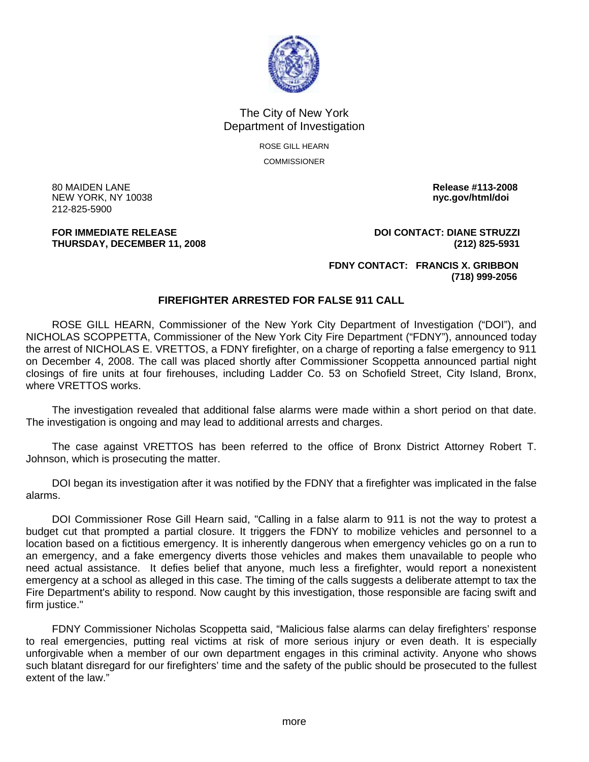The City of New York
Department of Investigation

ROSE GILL HEARN

COMMISSIONER

80 MAIDEN LANE
NEW YORK, NY 10038
212-825-5900

**Release #113-2008**
**nyc.gov/html/doi**

**FOR IMMEDIATE RELEASE**
**THURSDAY, DECEMBER 11, 2008**

**DOI CONTACT: DIANE STRUZZI**
**(212) 825-5931**

**FDNY CONTACT: FRANCIS X. GRIBBON**
**(718) 999-2056**

## FIREFIGHTER ARRESTED FOR FALSE 911 CALL

ROSE GILL HEARN, Commissioner of the New York City Department of Investigation ("DOI"), and NICHOLAS SCOPPETTA, Commissioner of the New York City Fire Department ("FDNY"), announced today the arrest of NICHOLAS E. VRETTOS, a FDNY firefighter, on a charge of reporting a false emergency to 911 on December 4, 2008. The call was placed shortly after Commissioner Scoppetta announced partial night closings of fire units at four firehouses, including Ladder Co. 53 on Schofield Street, City Island, Bronx, where VRETTOS works.

The investigation revealed that additional false alarms were made within a short period on that date. The investigation is ongoing and may lead to additional arrests and charges.

The case against VRETTOS has been referred to the office of Bronx District Attorney Robert T. Johnson, which is prosecuting the matter.

DOI began its investigation after it was notified by the FDNY that a firefighter was implicated in the false alarms.

DOI Commissioner Rose Gill Hearn said, "Calling in a false alarm to 911 is not the way to protest a budget cut that prompted a partial closure. It triggers the FDNY to mobilize vehicles and personnel to a location based on a fictitious emergency. It is inherently dangerous when emergency vehicles go on a run to an emergency, and a fake emergency diverts those vehicles and makes them unavailable to people who need actual assistance. It defies belief that anyone, much less a firefighter, would report a nonexistent emergency at a school as alleged in this case. The timing of the calls suggests a deliberate attempt to tax the Fire Department's ability to respond. Now caught by this investigation, those responsible are facing swift and firm justice."

FDNY Commissioner Nicholas Scoppetta said, "Malicious false alarms can delay firefighters' response to real emergencies, putting real victims at risk of more serious injury or even death. It is especially unforgivable when a member of our own department engages in this criminal activity. Anyone who shows such blatant disregard for our firefighters' time and the safety of the public should be prosecuted to the fullest extent of the law."

more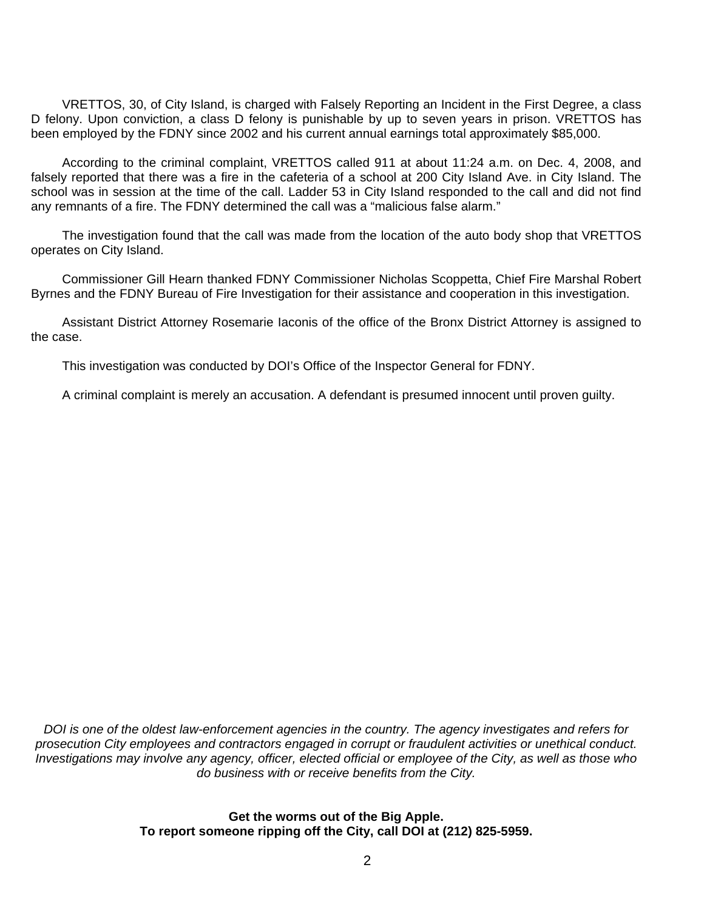VRETTOS, 30, of City Island, is charged with Falsely Reporting an Incident in the First Degree, a class D felony. Upon conviction, a class D felony is punishable by up to seven years in prison. VRETTOS has been employed by the FDNY since 2002 and his current annual earnings total approximately $85,000.

According to the criminal complaint, VRETTOS called 911 at about 11:24 a.m. on Dec. 4, 2008, and falsely reported that there was a fire in the cafeteria of a school at 200 City Island Ave. in City Island. The school was in session at the time of the call. Ladder 53 in City Island responded to the call and did not find any remnants of a fire. The FDNY determined the call was a "malicious false alarm."

The investigation found that the call was made from the location of the auto body shop that VRETTOS operates on City Island.

Commissioner Gill Hearn thanked FDNY Commissioner Nicholas Scoppetta, Chief Fire Marshal Robert Byrnes and the FDNY Bureau of Fire Investigation for their assistance and cooperation in this investigation.

Assistant District Attorney Rosemarie Iaconis of the office of the Bronx District Attorney is assigned to the case.

This investigation was conducted by DOI's Office of the Inspector General for FDNY.

A criminal complaint is merely an accusation. A defendant is presumed innocent until proven guilty.

*DOI is one of the oldest law-enforcement agencies in the country. The agency investigates and refers for prosecution City employees and contractors engaged in corrupt or fraudulent activities or unethical conduct. Investigations may involve any agency, officer, elected official or employee of the City, as well as those who do business with or receive benefits from the City.*

**Get the worms out of the Big Apple.**
**To report someone ripping off the City, call DOI at (212) 825-5959.**